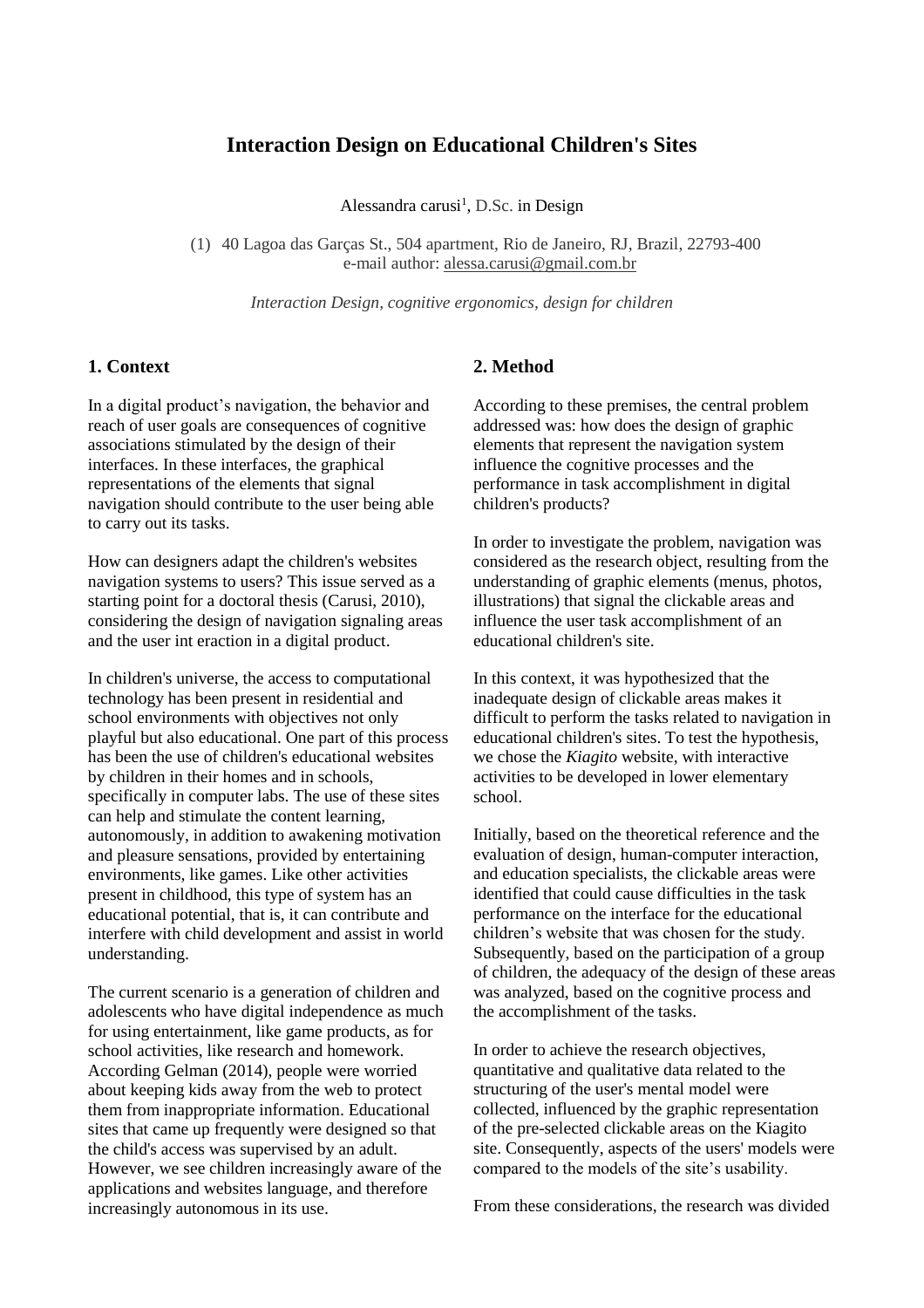# Interaction Design on Educational Children's Sites

Alessandra carusi[1], D.Sc. in Design

(1) 40 Lagoa das Garças St., 504 apartment, Rio de Janeiro, RJ, Brazil, 22793-400
e-mail author: alessa.carusi@gmail.com.br

*Interaction Design, cognitive ergonomics, design for children*

## 1. Context

In a digital product's navigation, the behavior and reach of user goals are consequences of cognitive associations stimulated by the design of their interfaces. In these interfaces, the graphical representations of the elements that signal navigation should contribute to the user being able to carry out its tasks.

How can designers adapt the children's websites navigation systems to users? This issue served as a starting point for a doctoral thesis (Carusi, 2010), considering the design of navigation signaling areas and the user int eraction in a digital product.

In children's universe, the access to computational technology has been present in residential and school environments with objectives not only playful but also educational. One part of this process has been the use of children's educational websites by children in their homes and in schools, specifically in computer labs. The use of these sites can help and stimulate the content learning, autonomously, in addition to awakening motivation and pleasure sensations, provided by entertaining environments, like games. Like other activities present in childhood, this type of system has an educational potential, that is, it can contribute and interfere with child development and assist in world understanding.

The current scenario is a generation of children and adolescents who have digital independence as much for using entertainment, like game products, as for school activities, like research and homework. According Gelman (2014), people were worried about keeping kids away from the web to protect them from inappropriate information. Educational sites that came up frequently were designed so that the child's access was supervised by an adult. However, we see children increasingly aware of the applications and websites language, and therefore increasingly autonomous in its use.

## 2. Method

According to these premises, the central problem addressed was: how does the design of graphic elements that represent the navigation system influence the cognitive processes and the performance in task accomplishment in digital children's products?

In order to investigate the problem, navigation was considered as the research object, resulting from the understanding of graphic elements (menus, photos, illustrations) that signal the clickable areas and influence the user task accomplishment of an educational children's site.

In this context, it was hypothesized that the inadequate design of clickable areas makes it difficult to perform the tasks related to navigation in educational children's sites. To test the hypothesis, we chose the *Kiagito* website, with interactive activities to be developed in lower elementary school.

Initially, based on the theoretical reference and the evaluation of design, human-computer interaction, and education specialists, the clickable areas were identified that could cause difficulties in the task performance on the interface for the educational children's website that was chosen for the study. Subsequently, based on the participation of a group of children, the adequacy of the design of these areas was analyzed, based on the cognitive process and the accomplishment of the tasks.

In order to achieve the research objectives, quantitative and qualitative data related to the structuring of the user's mental model were collected, influenced by the graphic representation of the pre-selected clickable areas on the Kiagito site. Consequently, aspects of the users' models were compared to the models of the site's usability.

From these considerations, the research was divided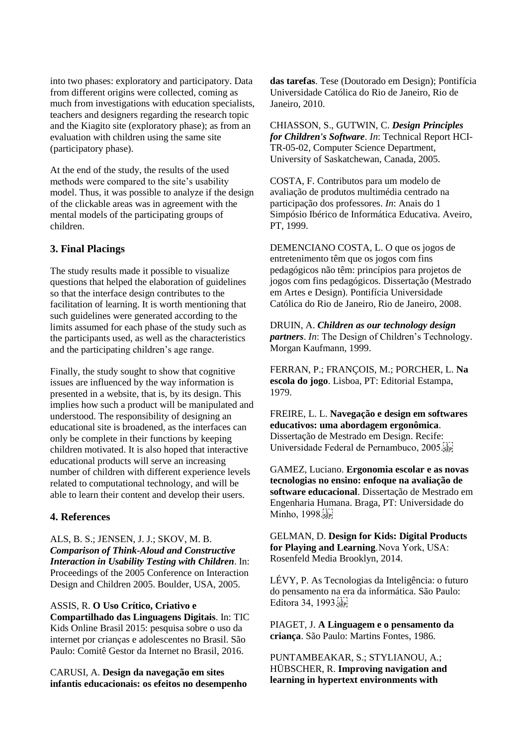into two phases: exploratory and participatory. Data from different origins were collected, coming as much from investigations with education specialists, teachers and designers regarding the research topic and the Kiagito site (exploratory phase); as from an evaluation with children using the same site (participatory phase).

At the end of the study, the results of the used methods were compared to the site's usability model. Thus, it was possible to analyze if the design of the clickable areas was in agreement with the mental models of the participating groups of children.

## 3. Final Placings

The study results made it possible to visualize questions that helped the elaboration of guidelines so that the interface design contributes to the facilitation of learning. It is worth mentioning that such guidelines were generated according to the limits assumed for each phase of the study such as the participants used, as well as the characteristics and the participating children's age range.

Finally, the study sought to show that cognitive issues are influenced by the way information is presented in a website, that is, by its design. This implies how such a product will be manipulated and understood. The responsibility of designing an educational site is broadened, as the interfaces can only be complete in their functions by keeping children motivated. It is also hoped that interactive educational products will serve an increasing number of children with different experience levels related to computational technology, and will be able to learn their content and develop their users.

## 4. References

ALS, B. S.; JENSEN, J. J.; SKOV, M. B. ***Comparison of Think-Aloud and Constructive Interaction in Usability Testing with Children***. In: Proceedings of the 2005 Conference on Interaction Design and Children 2005. Boulder, USA, 2005.

ASSIS, R. **O Uso Crítico, Criativo e Compartilhado das Linguagens Digitais**. In: TIC Kids Online Brasil 2015: pesquisa sobre o uso da internet por crianças e adolescentes no Brasil. São Paulo: Comitê Gestor da Internet no Brasil, 2016.

CARUSI, A. **Design da navegação em sites infantis educacionais: os efeitos no desempenho das tarefas**. Tese (Doutorado em Design); Pontifícia Universidade Católica do Rio de Janeiro, Rio de Janeiro, 2010.

CHIASSON, S., GUTWIN, C. ***Design Principles for Children's Software***. *In*: Technical Report HCI-TR-05-02, Computer Science Department, University of Saskatchewan, Canada, 2005.

COSTA, F. Contributos para um modelo de avaliação de produtos multimédia centrado na participação dos professores. *In*: Anais do 1 Simpósio Ibérico de Informática Educativa. Aveiro, PT, 1999.

DEMENCIANO COSTA, L. O que os jogos de entretenimento têm que os jogos com fins pedagógicos não têm: princípios para projetos de jogos com fins pedagógicos. Dissertação (Mestrado em Artes e Design). Pontifícia Universidade Católica do Rio de Janeiro, Rio de Janeiro, 2008.

DRUIN, A. ***Children as our technology design partners***. *In*: The Design of Children's Technology. Morgan Kaufmann, 1999.

FERRAN, P.; FRANÇOIS, M.; PORCHER, L. **Na escola do jogo**. Lisboa, PT: Editorial Estampa, 1979.

FREIRE, L. L. **Navegação e design em softwares educativos: uma abordagem ergonômica**. Dissertação de Mestrado em Design. Recife: Universidade Federal de Pernambuco, 2005.

GAMEZ, Luciano. **Ergonomia escolar e as novas tecnologias no ensino: enfoque na avaliação de software educacional**. Dissertação de Mestrado em Engenharia Humana. Braga, PT: Universidade do Minho, 1998.

GELMAN, D. **Design for Kids: Digital Products for Playing and Learning**. Nova York, USA: Rosenfeld Media Brooklyn, 2014.

LÉVY, P. As Tecnologias da Inteligência: o futuro do pensamento na era da informática. São Paulo: Editora 34, 1993.

PIAGET, J. **A Linguagem e o pensamento da criança**. São Paulo: Martins Fontes, 1986.

PUNTAMBEAKAR, S.; STYLIANOU, A.; HÜBSCHER, R. **Improving navigation and learning in hypertext environments with**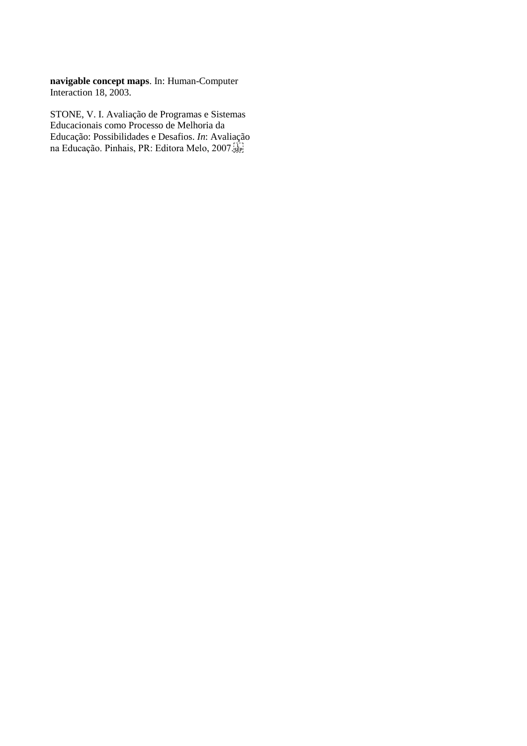**navigable concept maps**. In: Human-Computer Interaction 18, 2003.

STONE, V. I. Avaliação de Programas e Sistemas Educacionais como Processo de Melhoria da Educação: Possibilidades e Desafios. *In*: Avaliação na Educação. Pinhais, PR: Editora Melo, 2007.